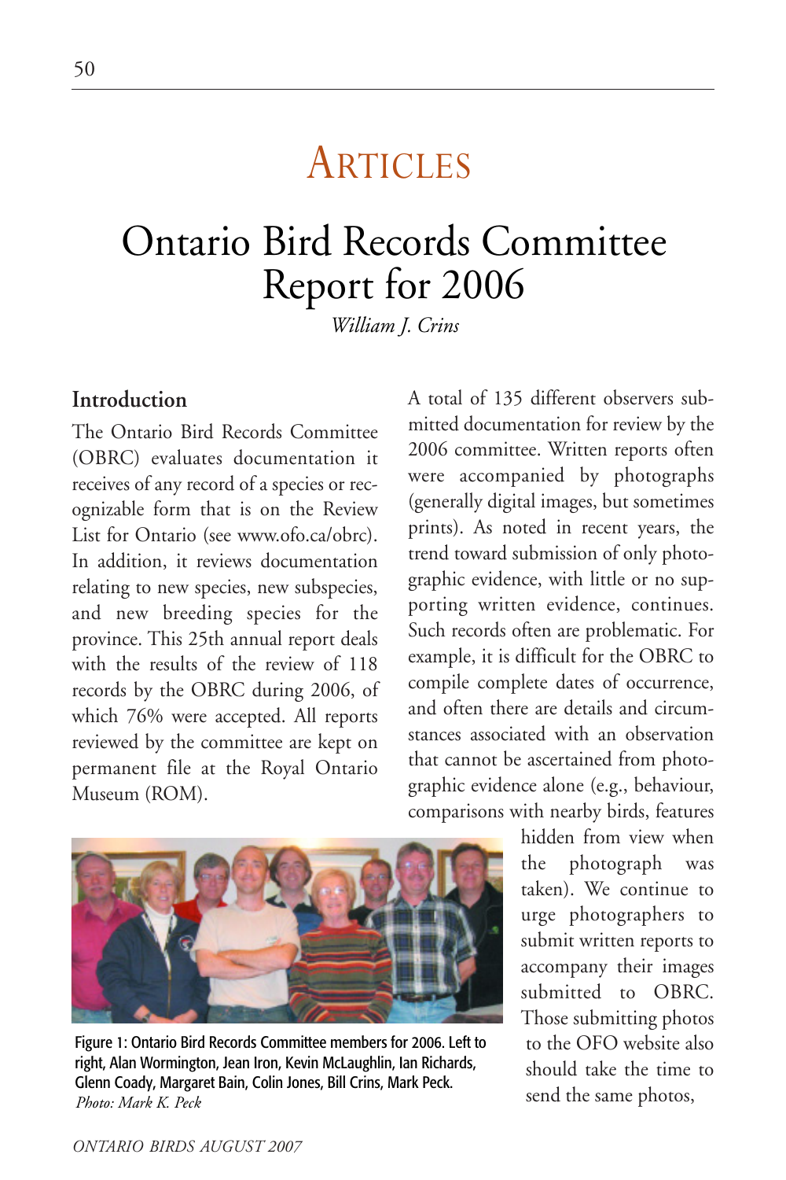# Articles

# Ontario Bird Records Committee Report for 2006

*William J. Crins*

## Introduction

The Ontario Bird Records Committee (OBRC) evaluates documentation it receives of any record of a species or recognizable form that is on the Review List for Ontario (see www.ofo.ca/obrc). In addition, it reviews documentation relating to new species, new subspecies, and new breeding species for the province. This 25th annual report deals with the results of the review of 118 records by the OBRC during 2006, of which 76% were accepted. All reports reviewed by the committee are kept on permanent file at the Royal Ontario Museum (ROM).

A total of 135 different observers submitted documentation for review by the 2006 committee. Written reports often were accompanied by photographs (generally digital images, but sometimes prints). As noted in recent years, the trend toward submission of only photographic evidence, with little or no supporting written evidence, continues. Such records often are problematic. For example, it is difficult for the OBRC to compile complete dates of occurrence, and often there are details and circumstances associated with an observation that cannot be ascertained from photographic evidence alone (e.g., behaviour, comparisons with nearby birds, features hidden from view when the photograph was taken). We continue to urge photographers to submit written reports to accompany their images submitted to OBRC. Those submitting photos to the OFO website also should take the time to send the same photos,

Figure 1: Ontario Bird Records Committee members for 2006. Left to right, Alan Wormington, Jean Iron, Kevin McLaughlin, Ian Richards, Glenn Coady, Margaret Bain, Colin Jones, Bill Crins, Mark Peck. *Photo: Mark K. Peck*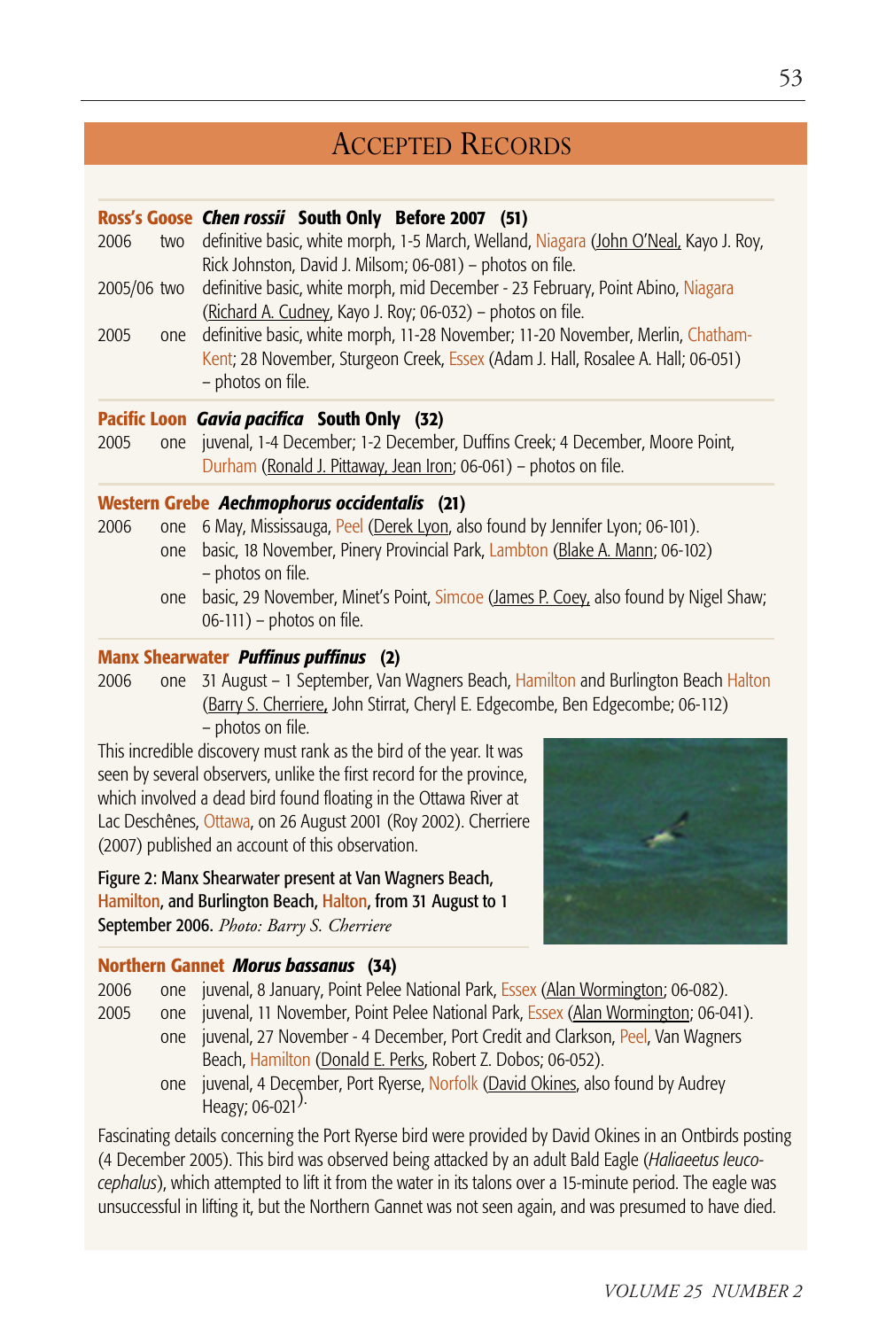## Accepted Records

**Ross's Goose** ***Chen rossii*** **South Only Before 2007 (51)**

2006 two definitive basic, white morph, 1-5 March, Welland, Niagara (John O'Neal, Kayo J. Roy, Rick Johnston, David J. Milsom; 06-081) – photos on file.

2005/06 two definitive basic, white morph, mid December - 23 February, Point Abino, Niagara (Richard A. Cudney, Kayo J. Roy; 06-032) – photos on file.

2005 one definitive basic, white morph, 11-28 November; 11-20 November, Merlin, Chatham-Kent; 28 November, Sturgeon Creek, Essex (Adam J. Hall, Rosalee A. Hall; 06-051) – photos on file.

**Pacific Loon** ***Gavia pacifica*** **South Only (32)**

2005 one juvenal, 1-4 December; 1-2 December, Duffins Creek; 4 December, Moore Point, Durham (Ronald J. Pittaway, Jean Iron; 06-061) – photos on file.

**Western Grebe** ***Aechmophorus occidentalis*** **(21)**

2006 one 6 May, Mississauga, Peel (Derek Lyon, also found by Jennifer Lyon; 06-101).

one basic, 18 November, Pinery Provincial Park, Lambton (Blake A. Mann; 06-102) – photos on file.

one basic, 29 November, Minet's Point, Simcoe (James P. Coey, also found by Nigel Shaw; 06-111) – photos on file.

**Manx Shearwater** ***Puffinus puffinus*** **(2)**

2006 one 31 August – 1 September, Van Wagners Beach, Hamilton and Burlington Beach Halton (Barry S. Cherriere, John Stirrat, Cheryl E. Edgecombe, Ben Edgecombe; 06-112) – photos on file.

This incredible discovery must rank as the bird of the year. It was seen by several observers, unlike the first record for the province, which involved a dead bird found floating in the Ottawa River at Lac Deschênes, Ottawa, on 26 August 2001 (Roy 2002). Cherriere (2007) published an account of this observation.

Figure 2: Manx Shearwater present at Van Wagners Beach, Hamilton, and Burlington Beach, Halton, from 31 August to 1 September 2006. *Photo: Barry S. Cherriere*

**Northern Gannet** ***Morus bassanus*** **(34)**

2006 one juvenal, 8 January, Point Pelee National Park, Essex (Alan Wormington; 06-082).

2005 one juvenal, 11 November, Point Pelee National Park, Essex (Alan Wormington; 06-041).

one juvenal, 27 November - 4 December, Port Credit and Clarkson, Peel, Van Wagners Beach, Hamilton (Donald E. Perks, Robert Z. Dobos; 06-052).

one juvenal, 4 December, Port Ryerse, Norfolk (David Okines, also found by Audrey Heagy; 06-021).

Fascinating details concerning the Port Ryerse bird were provided by David Okines in an Ontbirds posting (4 December 2005). This bird was observed being attacked by an adult Bald Eagle (*Haliaeetus leucocephalus*), which attempted to lift it from the water in its talons over a 15-minute period. The eagle was unsuccessful in lifting it, but the Northern Gannet was not seen again, and was presumed to have died.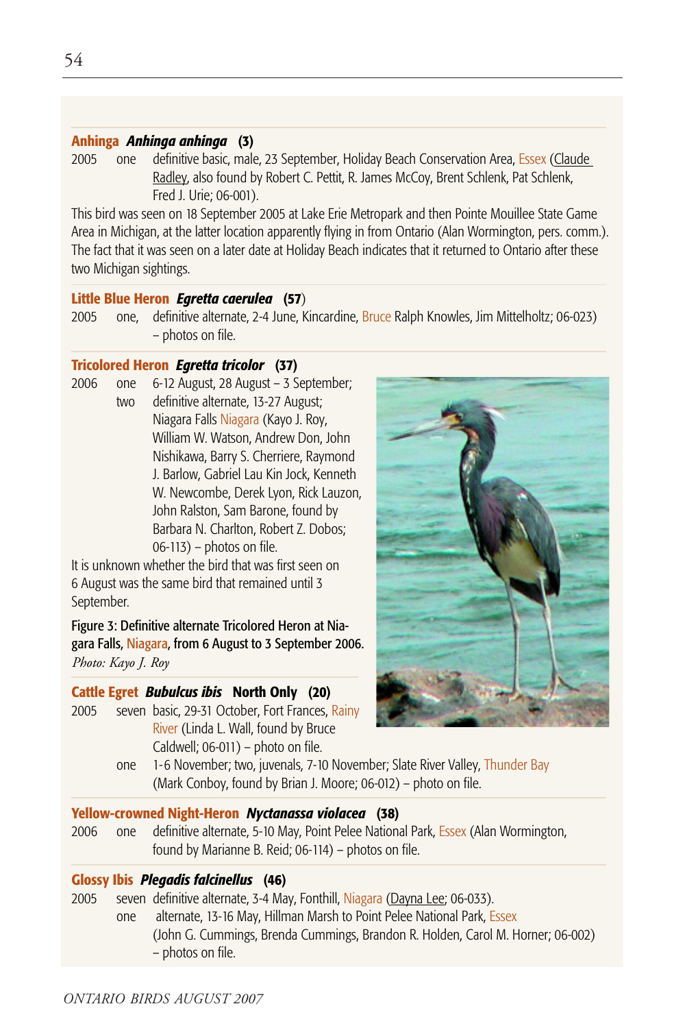**Anhinga** ***Anhinga anhinga*** **(3)**

2005 one definitive basic, male, 23 September, Holiday Beach Conservation Area, Essex (Claude Radley, also found by Robert C. Pettit, R. James McCoy, Brent Schlenk, Pat Schlenk, Fred J. Urie; 06-001).

This bird was seen on 18 September 2005 at Lake Erie Metropark and then Pointe Mouillee State Game Area in Michigan, at the latter location apparently flying in from Ontario (Alan Wormington, pers. comm.). The fact that it was seen on a later date at Holiday Beach indicates that it returned to Ontario after these two Michigan sightings.

**Little Blue Heron** ***Egretta caerulea*** **(57)**

2005 one, definitive alternate, 2-4 June, Kincardine, Bruce Ralph Knowles, Jim Mittelholtz; 06-023) – photos on file.

**Tricolored Heron** ***Egretta tricolor*** **(37)**

2006 one 6-12 August, 28 August – 3 September;
two definitive alternate, 13-27 August; Niagara Falls Niagara (Kayo J. Roy, William W. Watson, Andrew Don, John Nishikawa, Barry S. Cherriere, Raymond J. Barlow, Gabriel Lau Kin Jock, Kenneth W. Newcombe, Derek Lyon, Rick Lauzon, John Ralston, Sam Barone, found by Barbara N. Charlton, Robert Z. Dobos; 06-113) – photos on file.

It is unknown whether the bird that was first seen on 6 August was the same bird that remained until 3 September.

Figure 3: Definitive alternate Tricolored Heron at Niagara Falls, Niagara, from 6 August to 3 September 2006. *Photo: Kayo J. Roy*

**Cattle Egret** ***Bubulcus ibis*** **North Only (20)**

2005 seven basic, 29-31 October, Fort Frances, Rainy River (Linda L. Wall, found by Bruce Caldwell; 06-011) – photo on file.
one 1-6 November; two, juvenals, 7-10 November; Slate River Valley, Thunder Bay (Mark Conboy, found by Brian J. Moore; 06-012) – photo on file.

**Yellow-crowned Night-Heron** ***Nyctanassa violacea*** **(38)**

2006 one definitive alternate, 5-10 May, Point Pelee National Park, Essex (Alan Wormington, found by Marianne B. Reid; 06-114) – photos on file.

**Glossy Ibis** ***Plegadis falcinellus*** **(46)**

2005 seven definitive alternate, 3-4 May, Fonthill, Niagara (Dayna Lee; 06-033).
one alternate, 13-16 May, Hillman Marsh to Point Pelee National Park, Essex (John G. Cummings, Brenda Cummings, Brandon R. Holden, Carol M. Horner; 06-002) – photos on file.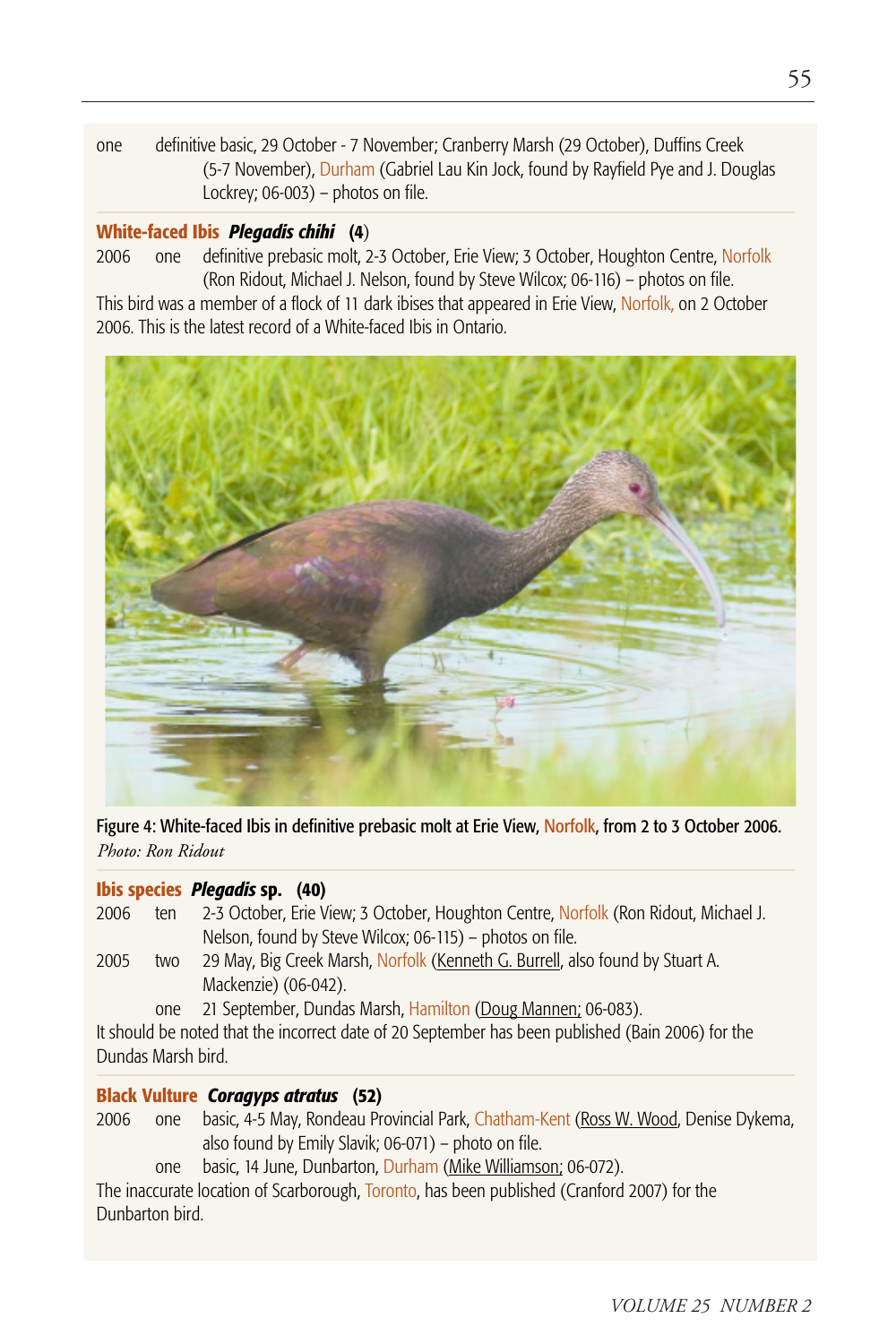one definitive basic, 29 October - 7 November; Cranberry Marsh (29 October), Duffins Creek (5-7 November), Durham (Gabriel Lau Kin Jock, found by Rayfield Pye and J. Douglas Lockrey; 06-003) – photos on file.

**White-faced Ibis** ***Plegadis chihi*** **(4)**

2006 one definitive prebasic molt, 2-3 October, Erie View; 3 October, Houghton Centre, Norfolk (Ron Ridout, Michael J. Nelson, found by Steve Wilcox; 06-116) – photos on file.

This bird was a member of a flock of 11 dark ibises that appeared in Erie View, Norfolk, on 2 October 2006. This is the latest record of a White-faced Ibis in Ontario.

Figure 4: White-faced Ibis in definitive prebasic molt at Erie View, Norfolk, from 2 to 3 October 2006.
*Photo: Ron Ridout*

**Ibis species** ***Plegadis*** **sp. (40)**

2006 ten 2-3 October, Erie View; 3 October, Houghton Centre, Norfolk (Ron Ridout, Michael J. Nelson, found by Steve Wilcox; 06-115) – photos on file.

2005 two 29 May, Big Creek Marsh, Norfolk (Kenneth G. Burrell, also found by Stuart A. Mackenzie) (06-042).

one 21 September, Dundas Marsh, Hamilton (Doug Mannen; 06-083).

It should be noted that the incorrect date of 20 September has been published (Bain 2006) for the Dundas Marsh bird.

**Black Vulture** ***Coragyps atratus*** **(52)**

2006 one basic, 4-5 May, Rondeau Provincial Park, Chatham-Kent (Ross W. Wood, Denise Dykema, also found by Emily Slavik; 06-071) – photo on file.

one basic, 14 June, Dunbarton, Durham (Mike Williamson; 06-072).

The inaccurate location of Scarborough, Toronto, has been published (Cranford 2007) for the Dunbarton bird.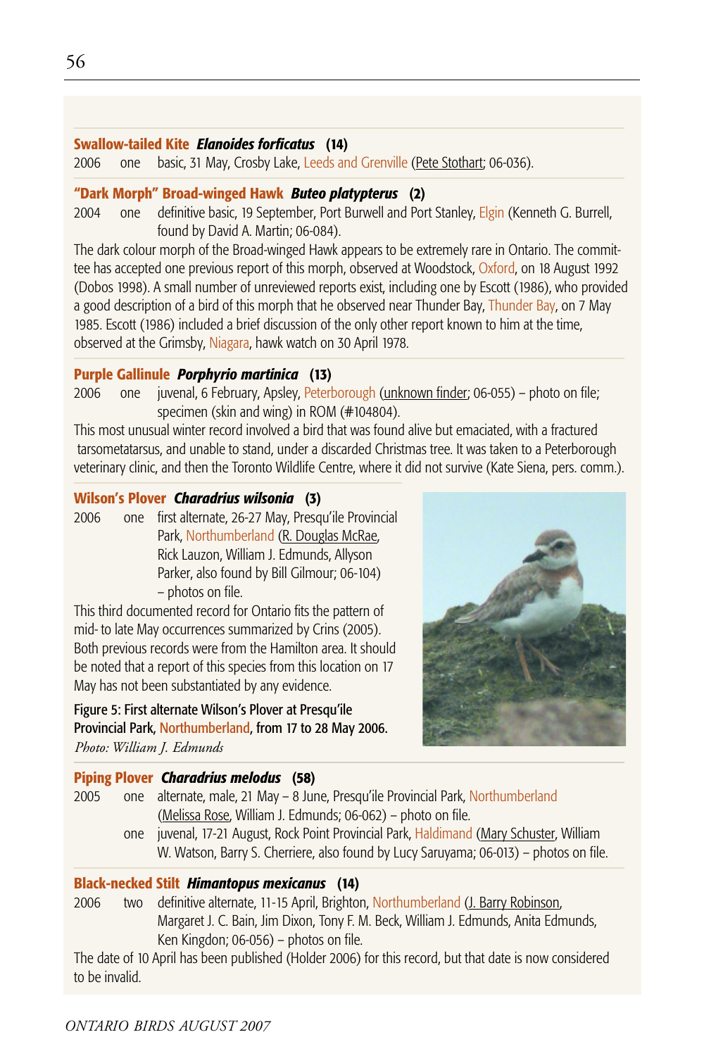**Swallow-tailed Kite** ***Elanoides forficatus*** **(14)**

2006 one basic, 31 May, Crosby Lake, Leeds and Grenville (Pete Stothart; 06-036).

**"Dark Morph" Broad-winged Hawk** ***Buteo platypterus*** **(2)**

2004 one definitive basic, 19 September, Port Burwell and Port Stanley, Elgin (Kenneth G. Burrell, found by David A. Martin; 06-084).

The dark colour morph of the Broad-winged Hawk appears to be extremely rare in Ontario. The committee has accepted one previous report of this morph, observed at Woodstock, Oxford, on 18 August 1992 (Dobos 1998). A small number of unreviewed reports exist, including one by Escott (1986), who provided a good description of a bird of this morph that he observed near Thunder Bay, Thunder Bay, on 7 May 1985. Escott (1986) included a brief discussion of the only other report known to him at the time, observed at the Grimsby, Niagara, hawk watch on 30 April 1978.

**Purple Gallinule** ***Porphyrio martinica*** **(13)**

2006 one juvenal, 6 February, Apsley, Peterborough (unknown finder; 06-055) – photo on file; specimen (skin and wing) in ROM (#104804).

This most unusual winter record involved a bird that was found alive but emaciated, with a fractured tarsometatarsus, and unable to stand, under a discarded Christmas tree. It was taken to a Peterborough veterinary clinic, and then the Toronto Wildlife Centre, where it did not survive (Kate Siena, pers. comm.).

**Wilson's Plover** ***Charadrius wilsonia*** **(3)**

2006 one first alternate, 26-27 May, Presqu'ile Provincial Park, Northumberland (R. Douglas McRae, Rick Lauzon, William J. Edmunds, Allyson Parker, also found by Bill Gilmour; 06-104) – photos on file.

This third documented record for Ontario fits the pattern of mid- to late May occurrences summarized by Crins (2005). Both previous records were from the Hamilton area. It should be noted that a report of this species from this location on 17 May has not been substantiated by any evidence.

**Figure 5: First alternate Wilson's Plover at Presqu'ile Provincial Park, Northumberland, from 17 to 28 May 2006.**
*Photo: William J. Edmunds*

**Piping Plover** ***Charadrius melodus*** **(58)**

2005 one alternate, male, 21 May – 8 June, Presqu'ile Provincial Park, Northumberland (Melissa Rose, William J. Edmunds; 06-062) – photo on file.

one juvenal, 17-21 August, Rock Point Provincial Park, Haldimand (Mary Schuster, William W. Watson, Barry S. Cherriere, also found by Lucy Saruyama; 06-013) – photos on file.

**Black-necked Stilt** ***Himantopus mexicanus*** **(14)**

2006 two definitive alternate, 11-15 April, Brighton, Northumberland (J. Barry Robinson, Margaret J. C. Bain, Jim Dixon, Tony F. M. Beck, William J. Edmunds, Anita Edmunds, Ken Kingdon; 06-056) – photos on file.

The date of 10 April has been published (Holder 2006) for this record, but that date is now considered to be invalid.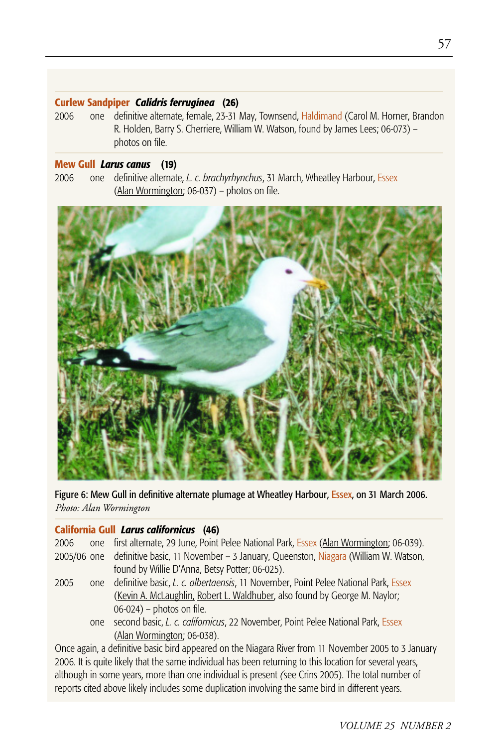**Curlew Sandpiper** ***Calidris ferruginea*** **(26)**

2006 one definitive alternate, female, 23-31 May, Townsend, Haldimand (Carol M. Horner, Brandon R. Holden, Barry S. Cherriere, William W. Watson, found by James Lees; 06-073) – photos on file.

**Mew Gull** ***Larus canus*** **(19)**

2006 one definitive alternate, *L. c. brachyrhynchus*, 31 March, Wheatley Harbour, Essex (Alan Wormington; 06-037) – photos on file.

Figure 6: Mew Gull in definitive alternate plumage at Wheatley Harbour, Essex, on 31 March 2006. *Photo: Alan Wormington*

**California Gull** ***Larus californicus*** **(46)**

2006 one first alternate, 29 June, Point Pelee National Park, Essex (Alan Wormington; 06-039).

2005/06 one definitive basic, 11 November – 3 January, Queenston, Niagara (William W. Watson, found by Willie D'Anna, Betsy Potter; 06-025).

2005 one definitive basic, *L. c. albertaensis*, 11 November, Point Pelee National Park, Essex (Kevin A. McLaughlin, Robert L. Waldhuber, also found by George M. Naylor; 06-024) – photos on file.

one second basic, *L. c. californicus*, 22 November, Point Pelee National Park, Essex (Alan Wormington; 06-038).

Once again, a definitive basic bird appeared on the Niagara River from 11 November 2005 to 3 January 2006. It is quite likely that the same individual has been returning to this location for several years, although in some years, more than one individual is present (see Crins 2005). The total number of reports cited above likely includes some duplication involving the same bird in different years.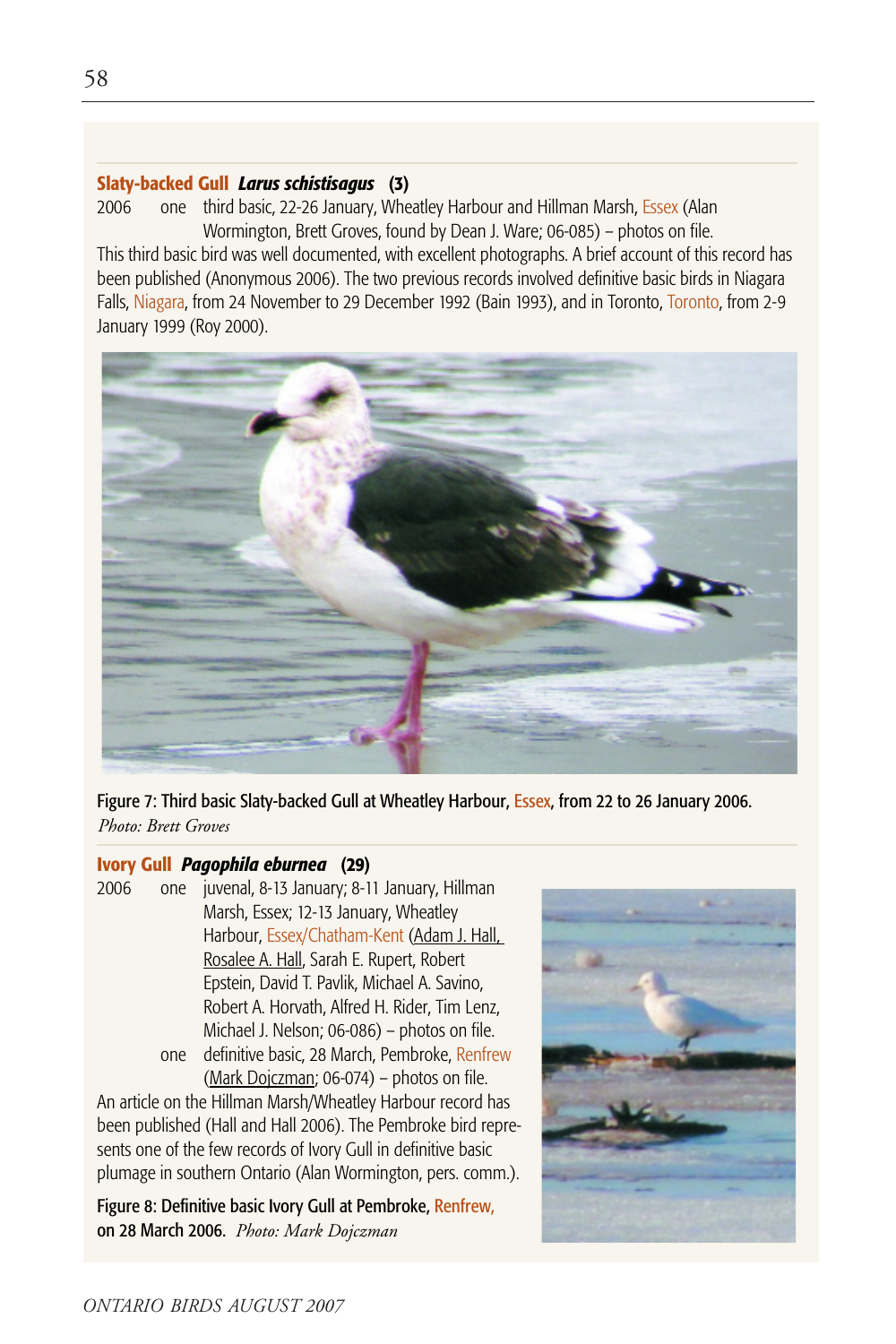**Slaty-backed Gull** ***Larus schistisagus*** **(3)**

2006 one third basic, 22-26 January, Wheatley Harbour and Hillman Marsh, Essex (Alan Wormington, Brett Groves, found by Dean J. Ware; 06-085) – photos on file.

This third basic bird was well documented, with excellent photographs. A brief account of this record has been published (Anonymous 2006). The two previous records involved definitive basic birds in Niagara Falls, Niagara, from 24 November to 29 December 1992 (Bain 1993), and in Toronto, Toronto, from 2-9 January 1999 (Roy 2000).

Figure 7: Third basic Slaty-backed Gull at Wheatley Harbour, Essex, from 22 to 26 January 2006. *Photo: Brett Groves*

**Ivory Gull** ***Pagophila eburnea*** **(29)**

2006 one juvenal, 8-13 January; 8-11 January, Hillman Marsh, Essex; 12-13 January, Wheatley Harbour, Essex/Chatham-Kent (Adam J. Hall, Rosalee A. Hall, Sarah E. Rupert, Robert Epstein, David T. Pavlik, Michael A. Savino, Robert A. Horvath, Alfred H. Rider, Tim Lenz, Michael J. Nelson; 06-086) – photos on file.

one definitive basic, 28 March, Pembroke, Renfrew (Mark Dojczman; 06-074) – photos on file.

An article on the Hillman Marsh/Wheatley Harbour record has been published (Hall and Hall 2006). The Pembroke bird represents one of the few records of Ivory Gull in definitive basic plumage in southern Ontario (Alan Wormington, pers. comm.).

Figure 8: Definitive basic Ivory Gull at Pembroke, Renfrew, on 28 March 2006. *Photo: Mark Dojczman*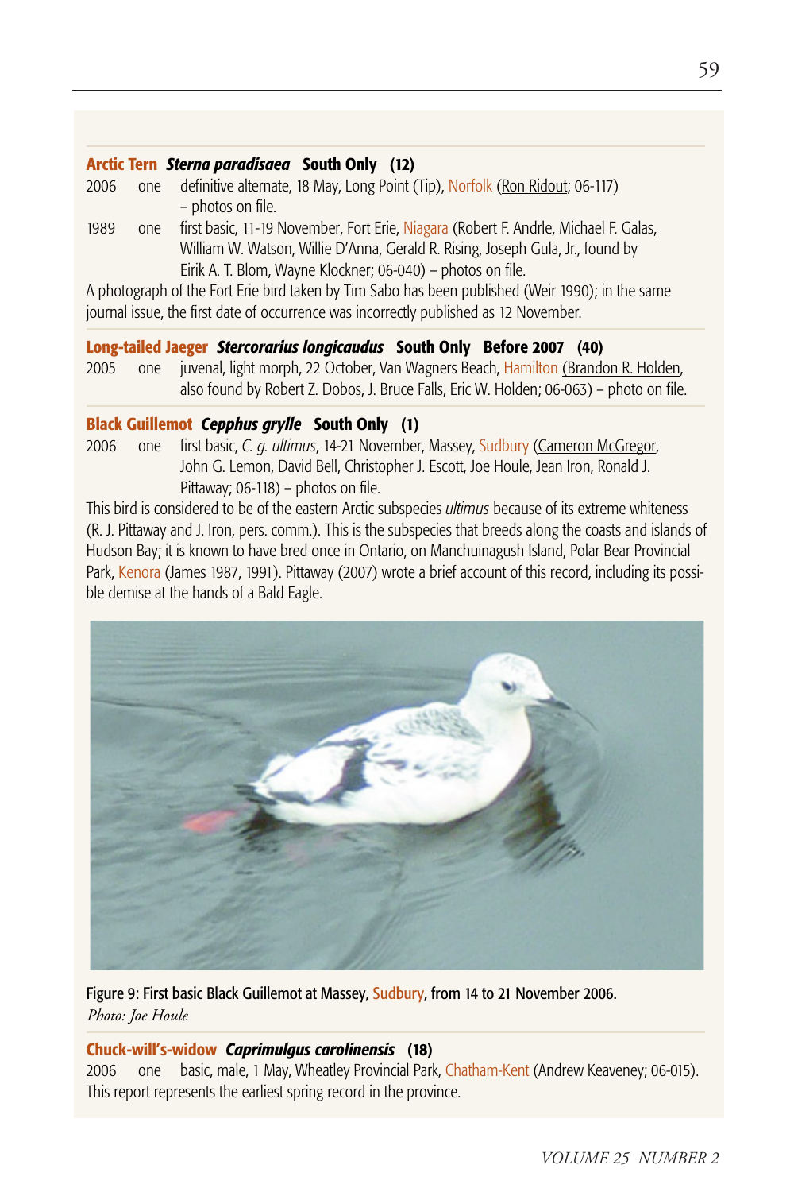**Arctic Tern** ***Sterna paradisaea*** **South Only (12)**

2006 one definitive alternate, 18 May, Long Point (Tip), Norfolk (Ron Ridout; 06-117) – photos on file.

1989 one first basic, 11-19 November, Fort Erie, Niagara (Robert F. Andrle, Michael F. Galas, William W. Watson, Willie D'Anna, Gerald R. Rising, Joseph Gula, Jr., found by Eirik A. T. Blom, Wayne Klockner; 06-040) – photos on file.

A photograph of the Fort Erie bird taken by Tim Sabo has been published (Weir 1990); in the same journal issue, the first date of occurrence was incorrectly published as 12 November.

**Long-tailed Jaeger** ***Stercorarius longicaudus*** **South Only Before 2007 (40)**

2005 one juvenal, light morph, 22 October, Van Wagners Beach, Hamilton (Brandon R. Holden, also found by Robert Z. Dobos, J. Bruce Falls, Eric W. Holden; 06-063) – photo on file.

**Black Guillemot** ***Cepphus grylle*** **South Only (1)**

2006 one first basic, *C. g. ultimus*, 14-21 November, Massey, Sudbury (Cameron McGregor, John G. Lemon, David Bell, Christopher J. Escott, Joe Houle, Jean Iron, Ronald J. Pittaway; 06-118) – photos on file.

This bird is considered to be of the eastern Arctic subspecies *ultimus* because of its extreme whiteness (R. J. Pittaway and J. Iron, pers. comm.). This is the subspecies that breeds along the coasts and islands of Hudson Bay; it is known to have bred once in Ontario, on Manchuinagush Island, Polar Bear Provincial Park, Kenora (James 1987, 1991). Pittaway (2007) wrote a brief account of this record, including its possible demise at the hands of a Bald Eagle.

Figure 9: First basic Black Guillemot at Massey, Sudbury, from 14 to 21 November 2006.
*Photo: Joe Houle*

**Chuck-will's-widow** ***Caprimulgus carolinensis*** **(18)**

2006 one basic, male, 1 May, Wheatley Provincial Park, Chatham-Kent (Andrew Keaveney; 06-015).

This report represents the earliest spring record in the province.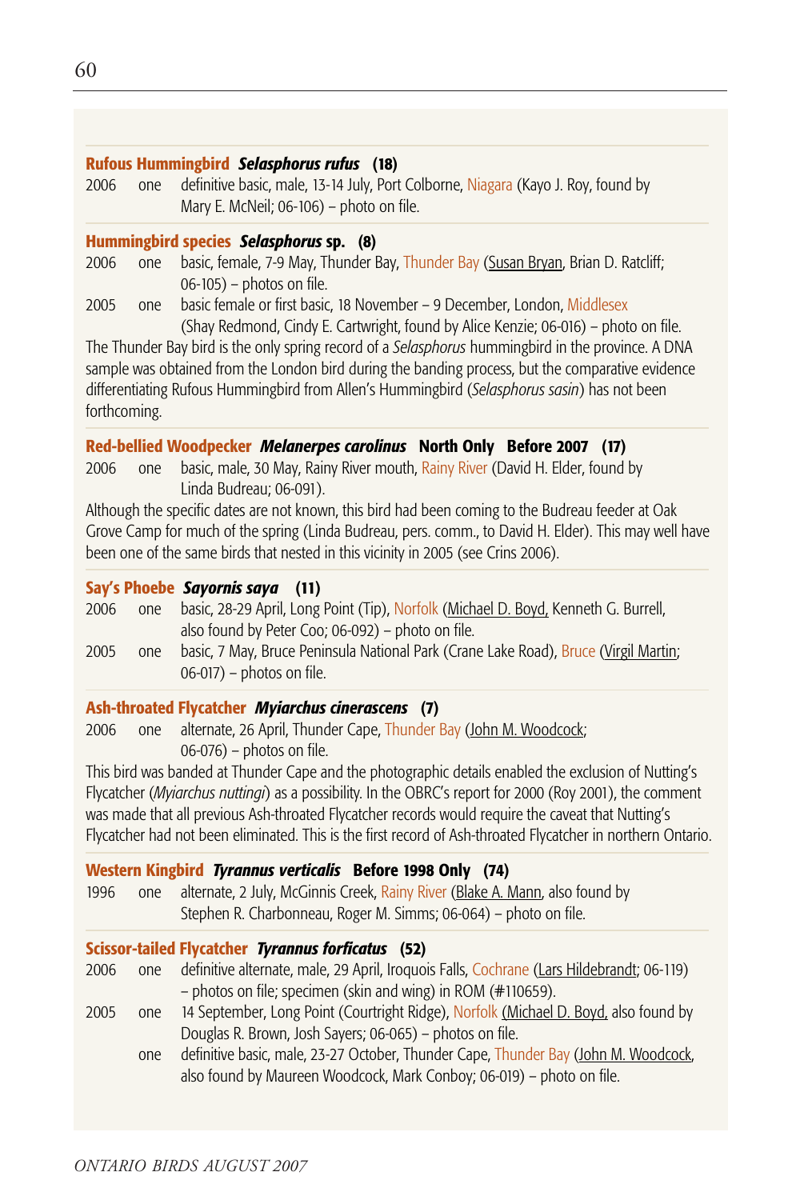**Rufous Hummingbird** ***Selasphorus rufus*** **(18)**

2006 one definitive basic, male, 13-14 July, Port Colborne, Niagara (Kayo J. Roy, found by Mary E. McNeil; 06-106) – photo on file.

**Hummingbird species** ***Selasphorus*** **sp. (8)**

2006 one basic, female, 7-9 May, Thunder Bay, Thunder Bay (<u>Susan Bryan</u>, Brian D. Ratcliff; 06-105) – photos on file.

2005 one basic female or first basic, 18 November – 9 December, London, Middlesex (Shay Redmond, Cindy E. Cartwright, found by Alice Kenzie; 06-016) – photo on file.

The Thunder Bay bird is the only spring record of a *Selasphorus* hummingbird in the province. A DNA sample was obtained from the London bird during the banding process, but the comparative evidence differentiating Rufous Hummingbird from Allen's Hummingbird (*Selasphorus sasin*) has not been forthcoming.

**Red-bellied Woodpecker** ***Melanerpes carolinus*** **North Only Before 2007 (17)**

2006 one basic, male, 30 May, Rainy River mouth, Rainy River (David H. Elder, found by Linda Budreau; 06-091).

Although the specific dates are not known, this bird had been coming to the Budreau feeder at Oak Grove Camp for much of the spring (Linda Budreau, pers. comm., to David H. Elder). This may well have been one of the same birds that nested in this vicinity in 2005 (see Crins 2006).

**Say's Phoebe** ***Sayornis saya*** **(11)**

2006 one basic, 28-29 April, Long Point (Tip), Norfolk (<u>Michael D. Boyd,</u> Kenneth G. Burrell, also found by Peter Coo; 06-092) – photo on file.

2005 one basic, 7 May, Bruce Peninsula National Park (Crane Lake Road), Bruce (<u>Virgil Martin</u>; 06-017) – photos on file.

**Ash-throated Flycatcher** ***Myiarchus cinerascens*** **(7)**

2006 one alternate, 26 April, Thunder Cape, Thunder Bay (<u>John M. Woodcock</u>; 06-076) – photos on file.

This bird was banded at Thunder Cape and the photographic details enabled the exclusion of Nutting's Flycatcher (*Myiarchus nuttingi*) as a possibility. In the OBRC's report for 2000 (Roy 2001), the comment was made that all previous Ash-throated Flycatcher records would require the caveat that Nutting's Flycatcher had not been eliminated. This is the first record of Ash-throated Flycatcher in northern Ontario.

**Western Kingbird** ***Tyrannus verticalis*** **Before 1998 Only (74)**

1996 one alternate, 2 July, McGinnis Creek, Rainy River (<u>Blake A. Mann</u>, also found by Stephen R. Charbonneau, Roger M. Simms; 06-064) – photo on file.

**Scissor-tailed Flycatcher** ***Tyrannus forficatus*** **(52)**

2006 one definitive alternate, male, 29 April, Iroquois Falls, Cochrane (<u>Lars Hildebrandt</u>; 06-119) – photos on file; specimen (skin and wing) in ROM (#110659).

2005 one 14 September, Long Point (Courtright Ridge), Norfolk (<u>Michael D. Boyd,</u> also found by Douglas R. Brown, Josh Sayers; 06-065) – photos on file.

one definitive basic, male, 23-27 October, Thunder Cape, Thunder Bay (<u>John M. Woodcock</u>, also found by Maureen Woodcock, Mark Conboy; 06-019) – photo on file.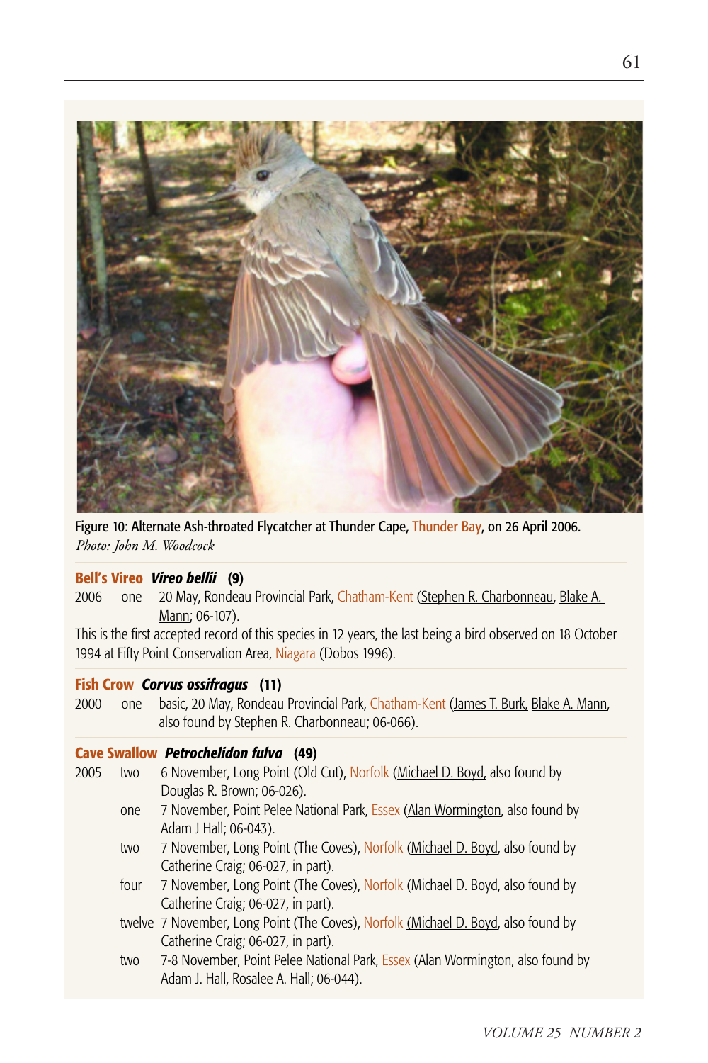Figure 10: Alternate Ash-throated Flycatcher at Thunder Cape, Thunder Bay, on 26 April 2006.
*Photo: John M. Woodcock*

### Bell's Vireo *Vireo bellii* (9)

2006 one 20 May, Rondeau Provincial Park, Chatham-Kent (Stephen R. Charbonneau, Blake A. Mann; 06-107).

This is the first accepted record of this species in 12 years, the last being a bird observed on 18 October 1994 at Fifty Point Conservation Area, Niagara (Dobos 1996).

### Fish Crow *Corvus ossifragus* (11)

2000 one basic, 20 May, Rondeau Provincial Park, Chatham-Kent (James T. Burk, Blake A. Mann, also found by Stephen R. Charbonneau; 06-066).

### Cave Swallow *Petrochelidon fulva* (49)

2005 two 6 November, Long Point (Old Cut), Norfolk (Michael D. Boyd, also found by Douglas R. Brown; 06-026).

one 7 November, Point Pelee National Park, Essex (Alan Wormington, also found by Adam J Hall; 06-043).

two 7 November, Long Point (The Coves), Norfolk (Michael D. Boyd, also found by Catherine Craig; 06-027, in part).

four 7 November, Long Point (The Coves), Norfolk (Michael D. Boyd, also found by Catherine Craig; 06-027, in part).

twelve 7 November, Long Point (The Coves), Norfolk (Michael D. Boyd, also found by Catherine Craig; 06-027, in part).

two 7-8 November, Point Pelee National Park, Essex (Alan Wormington, also found by Adam J. Hall, Rosalee A. Hall; 06-044).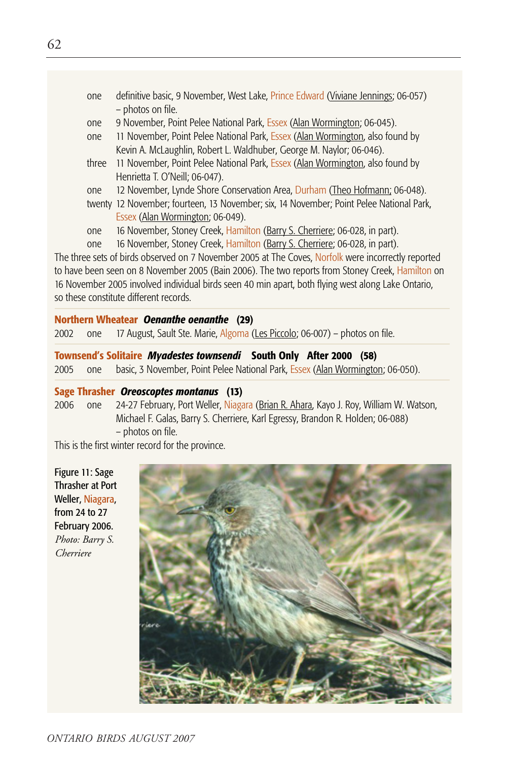one definitive basic, 9 November, West Lake, Prince Edward (Viviane Jennings; 06-057) – photos on file.

one 9 November, Point Pelee National Park, Essex (Alan Wormington; 06-045).

one 11 November, Point Pelee National Park, Essex (Alan Wormington, also found by Kevin A. McLaughlin, Robert L. Waldhuber, George M. Naylor; 06-046).

three 11 November, Point Pelee National Park, Essex (Alan Wormington, also found by Henrietta T. O'Neill; 06-047).

one 12 November, Lynde Shore Conservation Area, Durham (Theo Hofmann; 06-048).

twenty 12 November; fourteen, 13 November; six, 14 November; Point Pelee National Park, Essex (Alan Wormington; 06-049).

one 16 November, Stoney Creek, Hamilton (Barry S. Cherriere; 06-028, in part).

one 16 November, Stoney Creek, Hamilton (Barry S. Cherriere; 06-028, in part).

The three sets of birds observed on 7 November 2005 at The Coves, Norfolk were incorrectly reported to have been seen on 8 November 2005 (Bain 2006). The two reports from Stoney Creek, Hamilton on 16 November 2005 involved individual birds seen 40 min apart, both flying west along Lake Ontario, so these constitute different records.

**Northern Wheatear** ***Oenanthe oenanthe*** **(29)**

2002 one 17 August, Sault Ste. Marie, Algoma (Les Piccolo; 06-007) – photos on file.

**Townsend's Solitaire** ***Myadestes townsendi*** **South Only After 2000 (58)**

2005 one basic, 3 November, Point Pelee National Park, Essex (Alan Wormington; 06-050).

**Sage Thrasher** ***Oreoscoptes montanus*** **(13)**

2006 one 24-27 February, Port Weller, Niagara (Brian R. Ahara, Kayo J. Roy, William W. Watson, Michael F. Galas, Barry S. Cherriere, Karl Egressy, Brandon R. Holden; 06-088) – photos on file.

This is the first winter record for the province.

Figure 11: Sage Thrasher at Port Weller, Niagara, from 24 to 27 February 2006. *Photo: Barry S. Cherriere*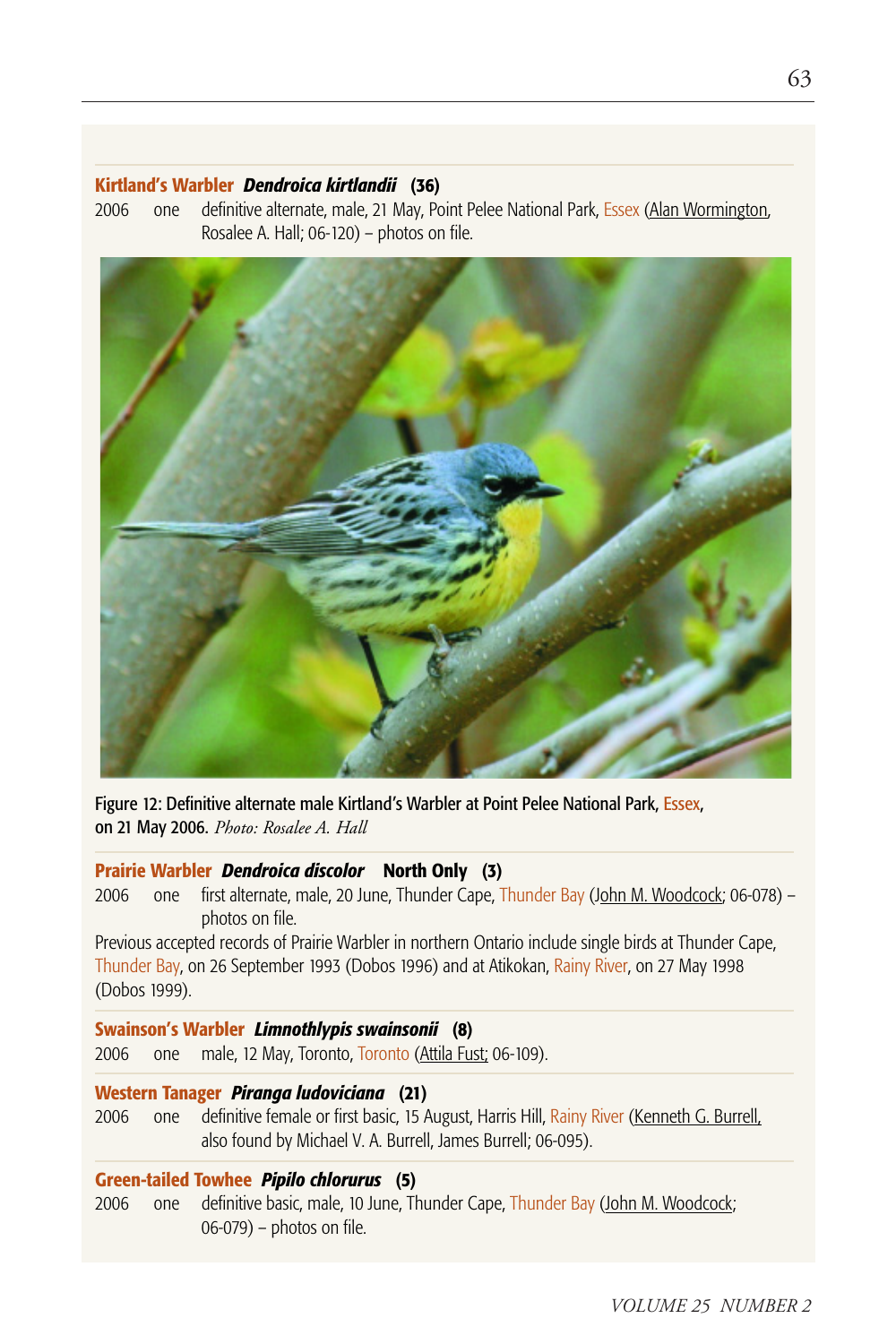**Kirtland's Warbler** ***Dendroica kirtlandii*** **(36)**

2006 one definitive alternate, male, 21 May, Point Pelee National Park, Essex (Alan Wormington, Rosalee A. Hall; 06-120) – photos on file.

Figure 12: Definitive alternate male Kirtland's Warbler at Point Pelee National Park, Essex, on 21 May 2006. *Photo: Rosalee A. Hall*

**Prairie Warbler** ***Dendroica discolor*** **North Only (3)**

2006 one first alternate, male, 20 June, Thunder Cape, Thunder Bay (John M. Woodcock; 06-078) – photos on file.

Previous accepted records of Prairie Warbler in northern Ontario include single birds at Thunder Cape, Thunder Bay, on 26 September 1993 (Dobos 1996) and at Atikokan, Rainy River, on 27 May 1998 (Dobos 1999).

**Swainson's Warbler** ***Limnothlypis swainsonii*** **(8)**

2006 one male, 12 May, Toronto, Toronto (Attila Fust; 06-109).

**Western Tanager** ***Piranga ludoviciana*** **(21)**

2006 one definitive female or first basic, 15 August, Harris Hill, Rainy River (Kenneth G. Burrell, also found by Michael V. A. Burrell, James Burrell; 06-095).

**Green-tailed Towhee** ***Pipilo chlorurus*** **(5)**

2006 one definitive basic, male, 10 June, Thunder Cape, Thunder Bay (John M. Woodcock; 06-079) – photos on file.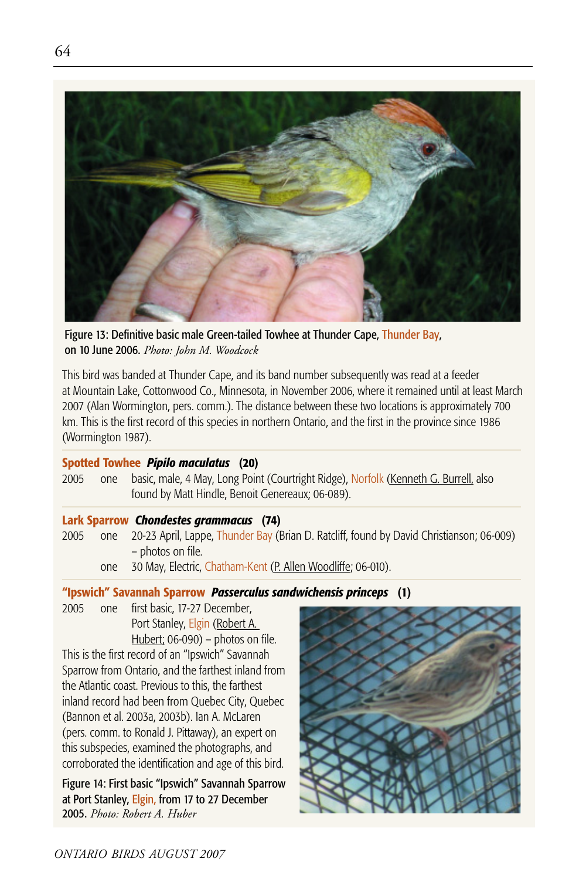Figure 13: Definitive basic male Green-tailed Towhee at Thunder Cape, Thunder Bay, on 10 June 2006. *Photo: John M. Woodcock*

This bird was banded at Thunder Cape, and its band number subsequently was read at a feeder at Mountain Lake, Cottonwood Co., Minnesota, in November 2006, where it remained until at least March 2007 (Alan Wormington, pers. comm.). The distance between these two locations is approximately 700 km. This is the first record of this species in northern Ontario, and the first in the province since 1986 (Wormington 1987).

**Spotted Towhee *Pipilo maculatus* (20)**

2005 one basic, male, 4 May, Long Point (Courtright Ridge), Norfolk (Kenneth G. Burrell, also found by Matt Hindle, Benoit Genereaux; 06-089).

**Lark Sparrow *Chondestes grammacus* (74)**

2005 one 20-23 April, Lappe, Thunder Bay (Brian D. Ratcliff, found by David Christianson; 06-009) – photos on file.

one 30 May, Electric, Chatham-Kent (P. Allen Woodliffe; 06-010).

**"Ipswich" Savannah Sparrow *Passerculus sandwichensis princeps* (1)**

2005 one first basic, 17-27 December, Port Stanley, Elgin (Robert A. Hubert; 06-090) – photos on file.

This is the first record of an "Ipswich" Savannah Sparrow from Ontario, and the farthest inland from the Atlantic coast. Previous to this, the farthest inland record had been from Quebec City, Quebec (Bannon et al. 2003a, 2003b). Ian A. McLaren (pers. comm. to Ronald J. Pittaway), an expert on this subspecies, examined the photographs, and corroborated the identification and age of this bird.

Figure 14: First basic "Ipswich" Savannah Sparrow at Port Stanley, Elgin, from 17 to 27 December 2005. *Photo: Robert A. Huber*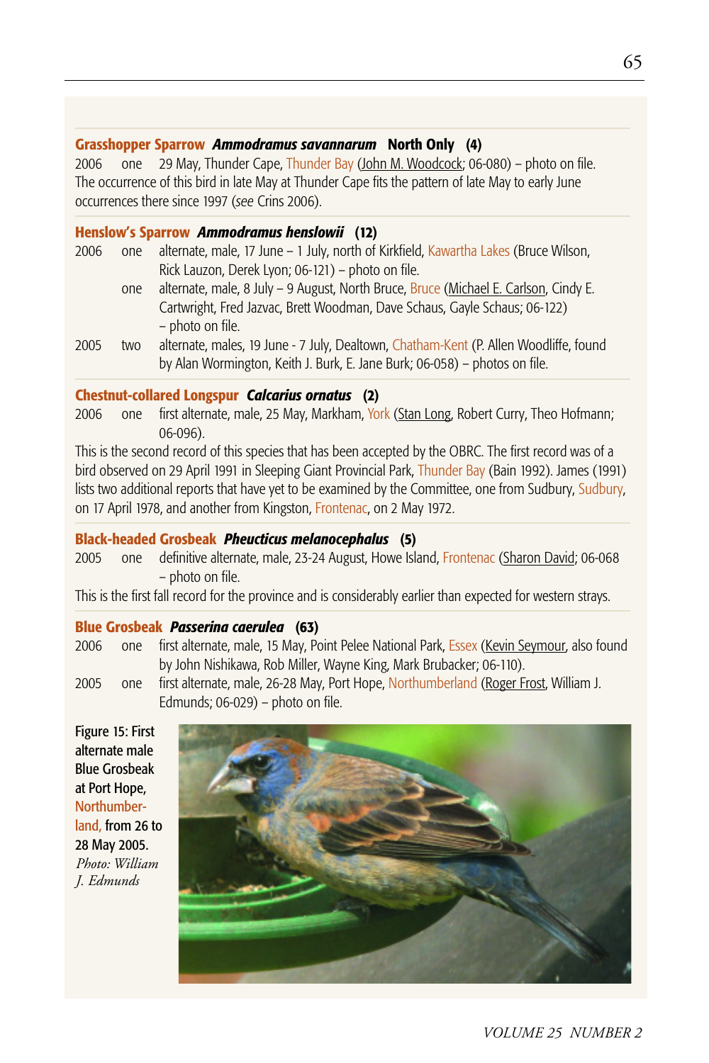**Grasshopper Sparrow** ***Ammodramus savannarum*** **North Only (4)**

2006 one 29 May, Thunder Cape, Thunder Bay (John M. Woodcock; 06-080) – photo on file.

The occurrence of this bird in late May at Thunder Cape fits the pattern of late May to early June occurrences there since 1997 (*see* Crins 2006).

**Henslow's Sparrow** ***Ammodramus henslowii*** **(12)**

2006 one alternate, male, 17 June – 1 July, north of Kirkfield, Kawartha Lakes (Bruce Wilson, Rick Lauzon, Derek Lyon; 06-121) – photo on file.

one alternate, male, 8 July – 9 August, North Bruce, Bruce (Michael E. Carlson, Cindy E. Cartwright, Fred Jazvac, Brett Woodman, Dave Schaus, Gayle Schaus; 06-122) – photo on file.

2005 two alternate, males, 19 June - 7 July, Dealtown, Chatham-Kent (P. Allen Woodliffe, found by Alan Wormington, Keith J. Burk, E. Jane Burk; 06-058) – photos on file.

**Chestnut-collared Longspur** ***Calcarius ornatus*** **(2)**

2006 one first alternate, male, 25 May, Markham, York (Stan Long, Robert Curry, Theo Hofmann; 06-096).

This is the second record of this species that has been accepted by the OBRC. The first record was of a bird observed on 29 April 1991 in Sleeping Giant Provincial Park, Thunder Bay (Bain 1992). James (1991) lists two additional reports that have yet to be examined by the Committee, one from Sudbury, Sudbury, on 17 April 1978, and another from Kingston, Frontenac, on 2 May 1972.

**Black-headed Grosbeak** ***Pheucticus melanocephalus*** **(5)**

2005 one definitive alternate, male, 23-24 August, Howe Island, Frontenac (Sharon David; 06-068 – photo on file.

This is the first fall record for the province and is considerably earlier than expected for western strays.

**Blue Grosbeak** ***Passerina caerulea*** **(63)**

2006 one first alternate, male, 15 May, Point Pelee National Park, Essex (Kevin Seymour, also found by John Nishikawa, Rob Miller, Wayne King, Mark Brubacker; 06-110).

2005 one first alternate, male, 26-28 May, Port Hope, Northumberland (Roger Frost, William J. Edmunds; 06-029) – photo on file.

Figure 15: First alternate male Blue Grosbeak at Port Hope, Northumberland, from 26 to 28 May 2005. *Photo: William J. Edmunds*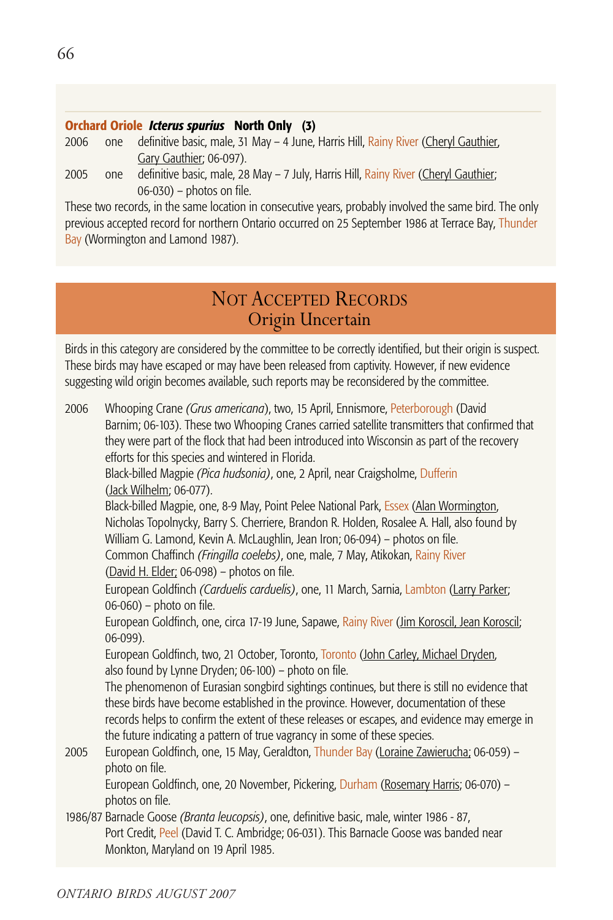**Orchard Oriole** ***Icterus spurius*** **North Only (3)**

2006 one definitive basic, male, 31 May – 4 June, Harris Hill, Rainy River (Cheryl Gauthier, Gary Gauthier; 06-097).

2005 one definitive basic, male, 28 May – 7 July, Harris Hill, Rainy River (Cheryl Gauthier; 06-030) – photos on file.

These two records, in the same location in consecutive years, probably involved the same bird. The only previous accepted record for northern Ontario occurred on 25 September 1986 at Terrace Bay, Thunder Bay (Wormington and Lamond 1987).

## NOT ACCEPTED RECORDS
### Origin Uncertain

Birds in this category are considered by the committee to be correctly identified, but their origin is suspect. These birds may have escaped or may have been released from captivity. However, if new evidence suggesting wild origin becomes available, such reports may be reconsidered by the committee.

2006 Whooping Crane *(Grus americana)*, two, 15 April, Ennismore, Peterborough (David Barnim; 06-103). These two Whooping Cranes carried satellite transmitters that confirmed that they were part of the flock that had been introduced into Wisconsin as part of the recovery efforts for this species and wintered in Florida.

Black-billed Magpie *(Pica hudsonia)*, one, 2 April, near Craigsholme, Dufferin (Jack Wilhelm; 06-077).

Black-billed Magpie, one, 8-9 May, Point Pelee National Park, Essex (Alan Wormington, Nicholas Topolnycky, Barry S. Cherriere, Brandon R. Holden, Rosalee A. Hall, also found by William G. Lamond, Kevin A. McLaughlin, Jean Iron; 06-094) – photos on file.

Common Chaffinch *(Fringilla coelebs)*, one, male, 7 May, Atikokan, Rainy River (David H. Elder; 06-098) – photos on file.

European Goldfinch *(Carduelis carduelis)*, one, 11 March, Sarnia, Lambton (Larry Parker; 06-060) – photo on file.

European Goldfinch, one, circa 17-19 June, Sapawe, Rainy River (Jim Koroscil, Jean Koroscil; 06-099).

European Goldfinch, two, 21 October, Toronto, Toronto (John Carley, Michael Dryden, also found by Lynne Dryden; 06-100) – photo on file.

The phenomenon of Eurasian songbird sightings continues, but there is still no evidence that these birds have become established in the province. However, documentation of these records helps to confirm the extent of these releases or escapes, and evidence may emerge in the future indicating a pattern of true vagrancy in some of these species.

2005 European Goldfinch, one, 15 May, Geraldton, Thunder Bay (Loraine Zawierucha; 06-059) – photo on file.

European Goldfinch, one, 20 November, Pickering, Durham (Rosemary Harris; 06-070) – photos on file.

1986/87 Barnacle Goose *(Branta leucopsis)*, one, definitive basic, male, winter 1986 - 87, Port Credit, Peel (David T. C. Ambridge; 06-031). This Barnacle Goose was banded near Monkton, Maryland on 19 April 1985.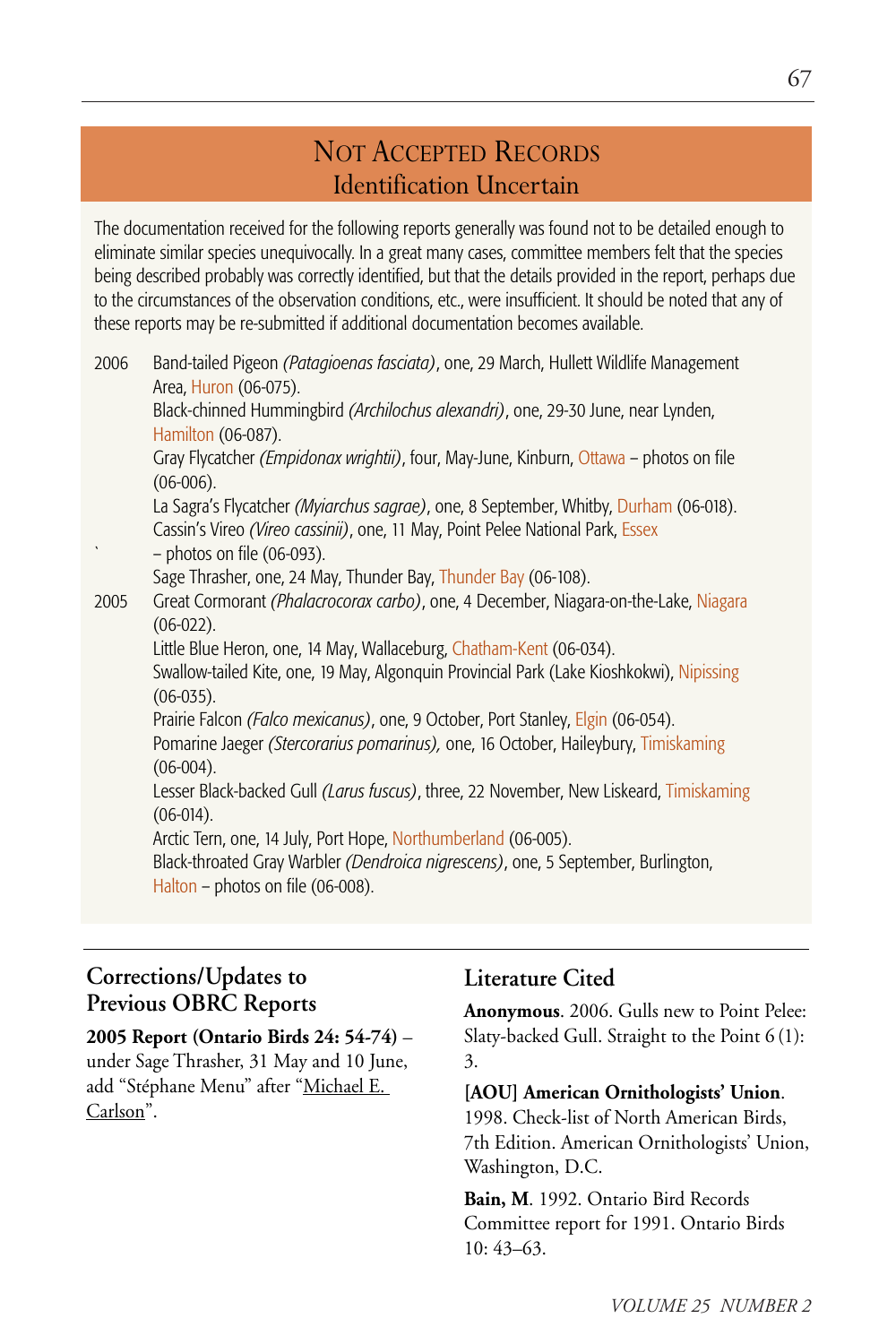# Not Accepted Records
## Identification Uncertain

The documentation received for the following reports generally was found not to be detailed enough to eliminate similar species unequivocally. In a great many cases, committee members felt that the species being described probably was correctly identified, but that the details provided in the report, perhaps due to the circumstances of the observation conditions, etc., were insufficient. It should be noted that any of these reports may be re-submitted if additional documentation becomes available.

**2006**

Band-tailed Pigeon *(Patagioenas fasciata)*, one, 29 March, Hullett Wildlife Management Area, Huron (06-075).
Black-chinned Hummingbird *(Archilochus alexandri)*, one, 29-30 June, near Lynden, Hamilton (06-087).
Gray Flycatcher *(Empidonax wrightii)*, four, May-June, Kinburn, Ottawa – photos on file (06-006).
La Sagra's Flycatcher *(Myiarchus sagrae)*, one, 8 September, Whitby, Durham (06-018).
Cassin's Vireo *(Vireo cassinii)*, one, 11 May, Point Pelee National Park, Essex – photos on file (06-093).
Sage Thrasher, one, 24 May, Thunder Bay, Thunder Bay (06-108).

**2005**

Great Cormorant *(Phalacrocorax carbo)*, one, 4 December, Niagara-on-the-Lake, Niagara (06-022).
Little Blue Heron, one, 14 May, Wallaceburg, Chatham-Kent (06-034).
Swallow-tailed Kite, one, 19 May, Algonquin Provincial Park (Lake Kioshkokwi), Nipissing (06-035).
Prairie Falcon *(Falco mexicanus)*, one, 9 October, Port Stanley, Elgin (06-054).
Pomarine Jaeger *(Stercorarius pomarinus),* one, 16 October, Haileybury, Timiskaming (06-004).
Lesser Black-backed Gull *(Larus fuscus)*, three, 22 November, New Liskeard, Timiskaming (06-014).
Arctic Tern, one, 14 July, Port Hope, Northumberland (06-005).
Black-throated Gray Warbler *(Dendroica nigrescens)*, one, 5 September, Burlington, Halton – photos on file (06-008).

## Corrections/Updates to Previous OBRC Reports

**2005 Report (Ontario Birds 24: 54-74)** – under Sage Thrasher, 31 May and 10 June, add "Stéphane Menu" after "Michael E. Carlson".

## Literature Cited

**Anonymous**. 2006. Gulls new to Point Pelee: Slaty-backed Gull. Straight to the Point 6 (1): 3.

**[AOU] American Ornithologists' Union**. 1998. Check-list of North American Birds, 7th Edition. American Ornithologists' Union, Washington, D.C.

**Bain, M**. 1992. Ontario Bird Records Committee report for 1991. Ontario Birds 10: 43–63.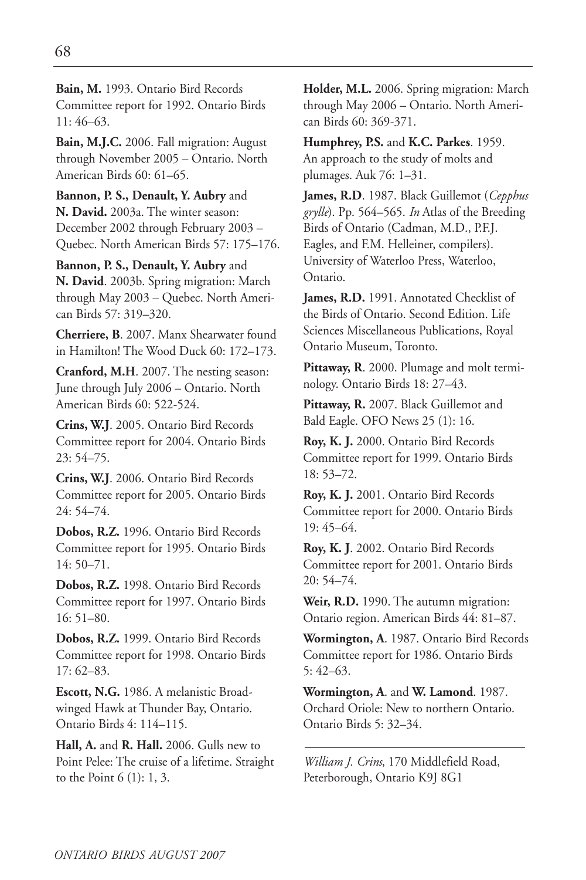**Bain, M.** 1993. Ontario Bird Records Committee report for 1992. Ontario Birds 11: 46–63.

**Bain, M.J.C.** 2006. Fall migration: August through November 2005 – Ontario. North American Birds 60: 61–65.

**Bannon, P. S., Denault, Y. Aubry** and **N. David.** 2003a. The winter season: December 2002 through February 2003 – Quebec. North American Birds 57: 175–176.

**Bannon, P. S., Denault, Y. Aubry** and **N. David**. 2003b. Spring migration: March through May 2003 – Quebec. North American Birds 57: 319–320.

**Cherriere, B**. 2007. Manx Shearwater found in Hamilton! The Wood Duck 60: 172–173.

**Cranford, M.H**. 2007. The nesting season: June through July 2006 – Ontario. North American Birds 60: 522-524.

**Crins, W.J**. 2005. Ontario Bird Records Committee report for 2004. Ontario Birds 23: 54–75.

**Crins, W.J**. 2006. Ontario Bird Records Committee report for 2005. Ontario Birds 24: 54–74.

**Dobos, R.Z.** 1996. Ontario Bird Records Committee report for 1995. Ontario Birds 14: 50–71.

**Dobos, R.Z.** 1998. Ontario Bird Records Committee report for 1997. Ontario Birds 16: 51–80.

**Dobos, R.Z.** 1999. Ontario Bird Records Committee report for 1998. Ontario Birds 17: 62–83.

**Escott, N.G.** 1986. A melanistic Broad-winged Hawk at Thunder Bay, Ontario. Ontario Birds 4: 114–115.

**Hall, A.** and **R. Hall.** 2006. Gulls new to Point Pelee: The cruise of a lifetime. Straight to the Point 6 (1): 1, 3.

**Holder, M.L.** 2006. Spring migration: March through May 2006 – Ontario. North American Birds 60: 369-371.

**Humphrey, P.S.** and **K.C. Parkes**. 1959. An approach to the study of molts and plumages. Auk 76: 1–31.

**James, R.D**. 1987. Black Guillemot (*Cepphus grylle*). Pp. 564–565. *In* Atlas of the Breeding Birds of Ontario (Cadman, M.D., P.F.J. Eagles, and F.M. Helleiner, compilers). University of Waterloo Press, Waterloo, Ontario.

**James, R.D.** 1991. Annotated Checklist of the Birds of Ontario. Second Edition. Life Sciences Miscellaneous Publications, Royal Ontario Museum, Toronto.

**Pittaway, R**. 2000. Plumage and molt terminology. Ontario Birds 18: 27–43.

**Pittaway, R.** 2007. Black Guillemot and Bald Eagle. OFO News 25 (1): 16.

**Roy, K. J.** 2000. Ontario Bird Records Committee report for 1999. Ontario Birds 18: 53–72.

**Roy, K. J.** 2001. Ontario Bird Records Committee report for 2000. Ontario Birds 19: 45–64.

**Roy, K. J**. 2002. Ontario Bird Records Committee report for 2001. Ontario Birds 20: 54–74.

**Weir, R.D.** 1990. The autumn migration: Ontario region. American Birds 44: 81–87.

**Wormington, A**. 1987. Ontario Bird Records Committee report for 1986. Ontario Birds 5: 42–63.

**Wormington, A**. and **W. Lamond**. 1987. Orchard Oriole: New to northern Ontario. Ontario Birds 5: 32–34.

---

*William J. Crins*, 170 Middlefield Road, Peterborough, Ontario K9J 8G1